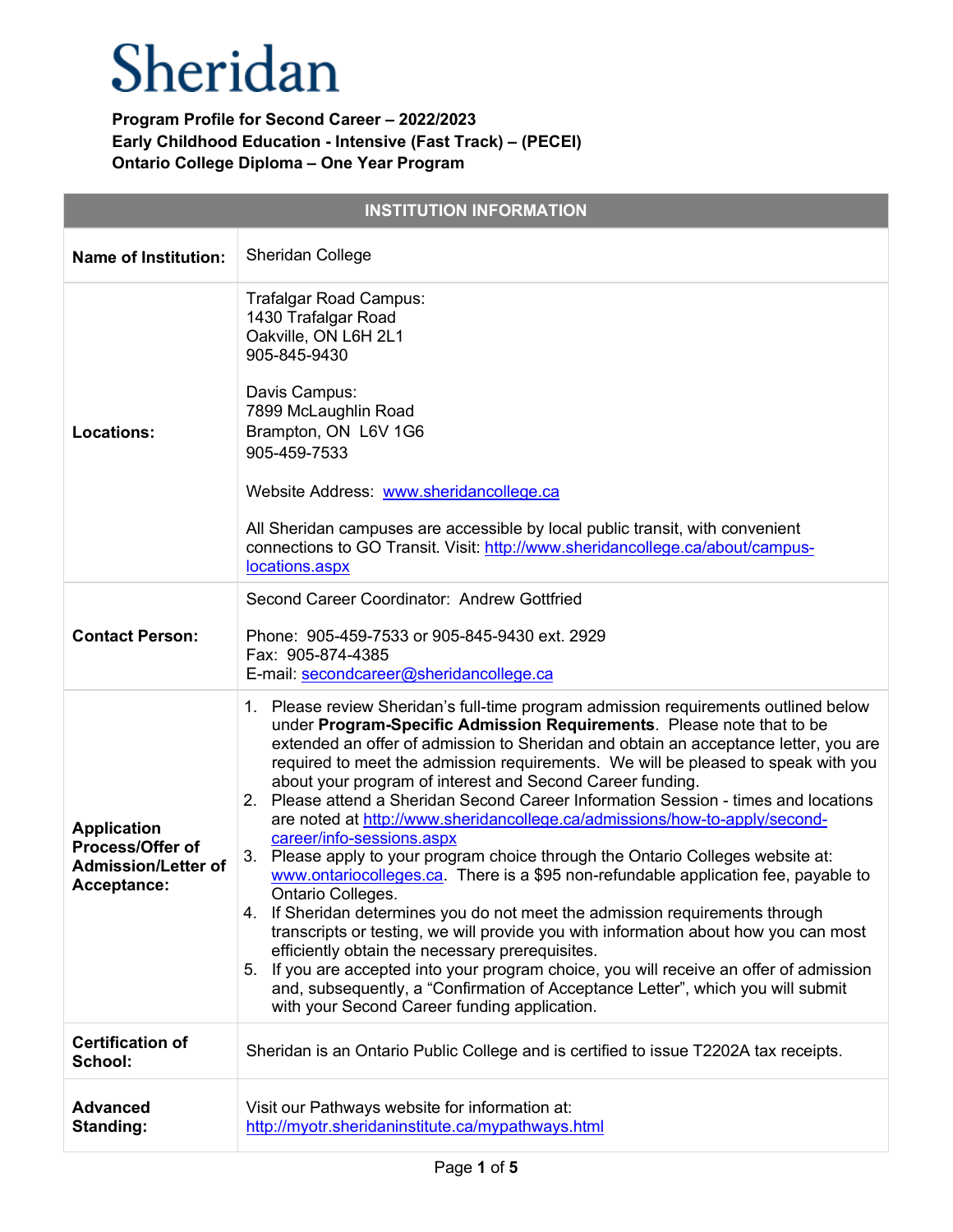# Sheridan

**Program Profile for Second Career – 2022/2023**
**Early Childhood Education - Intensive (Fast Track) – (PECEI)**
**Ontario College Diploma – One Year Program**

| INSTITUTION INFORMATION | |
|---|---|
| **Name of Institution:** | Sheridan College |
| **Locations:** | Trafalgar Road Campus:<br>1430 Trafalgar Road<br>Oakville, ON L6H 2L1<br>905-845-9430<br><br>Davis Campus:<br>7899 McLaughlin Road<br>Brampton, ON L6V 1G6<br>905-459-7533<br><br>Website Address: www.sheridancollege.ca<br><br>All Sheridan campuses are accessible by local public transit, with convenient connections to GO Transit. Visit: http://www.sheridancollege.ca/about/campus-locations.aspx |
| **Contact Person:** | Second Career Coordinator: Andrew Gottfried<br><br>Phone: 905-459-7533 or 905-845-9430 ext. 2929<br>Fax: 905-874-4385<br>E-mail: secondcareer@sheridancollege.ca |
| **Application Process/Offer of Admission/Letter of Acceptance:** | 1. Please review Sheridan's full-time program admission requirements outlined below under **Program-Specific Admission Requirements**. Please note that to be extended an offer of admission to Sheridan and obtain an acceptance letter, you are required to meet the admission requirements. We will be pleased to speak with you about your program of interest and Second Career funding.<br>2. Please attend a Sheridan Second Career Information Session - times and locations are noted at http://www.sheridancollege.ca/admissions/how-to-apply/second-career/info-sessions.aspx<br>3. Please apply to your program choice through the Ontario Colleges website at: www.ontariocolleges.ca. There is a $95 non-refundable application fee, payable to Ontario Colleges.<br>4. If Sheridan determines you do not meet the admission requirements through transcripts or testing, we will provide you with information about how you can most efficiently obtain the necessary prerequisites.<br>5. If you are accepted into your program choice, you will receive an offer of admission and, subsequently, a "Confirmation of Acceptance Letter", which you will submit with your Second Career funding application. |
| **Certification of School:** | Sheridan is an Ontario Public College and is certified to issue T2202A tax receipts. |
| **Advanced Standing:** | Visit our Pathways website for information at:<br>http://myotr.sheridaninstitute.ca/mypathways.html |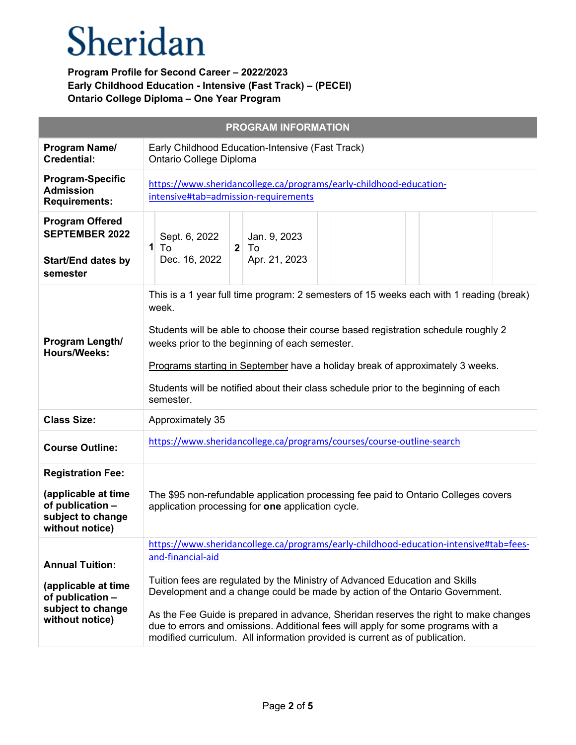# Sheridan

**Program Profile for Second Career – 2022/2023**
**Early Childhood Education - Intensive (Fast Track) – (PECEI)**
**Ontario College Diploma – One Year Program**

| PROGRAM INFORMATION | |
|---|---|
| **Program Name/ Credential:** | Early Childhood Education-Intensive (Fast Track)<br>Ontario College Diploma |
| **Program-Specific Admission Requirements:** | https://www.sheridancollege.ca/programs/early-childhood-education-intensive#tab=admission-requirements |
| **Program Offered SEPTEMBER 2022**<br><br>**Start/End dates by semester** | **1** Sept. 6, 2022 To Dec. 16, 2022<br>**2** Jan. 9, 2023 To Apr. 21, 2023 |
| **Program Length/ Hours/Weeks:** | This is a 1 year full time program: 2 semesters of 15 weeks each with 1 reading (break) week.<br><br>Students will be able to choose their course based registration schedule roughly 2 weeks prior to the beginning of each semester.<br><br>Programs starting in September have a holiday break of approximately 3 weeks.<br><br>Students will be notified about their class schedule prior to the beginning of each semester. |
| **Class Size:** | Approximately 35 |
| **Course Outline:** | https://www.sheridancollege.ca/programs/courses/course-outline-search |
| **Registration Fee:**<br><br>**(applicable at time of publication – subject to change without notice)** | The $95 non-refundable application processing fee paid to Ontario Colleges covers application processing for **one** application cycle. |
| **Annual Tuition:**<br><br>**(applicable at time of publication – subject to change without notice)** | https://www.sheridancollege.ca/programs/early-childhood-education-intensive#tab=fees-and-financial-aid<br><br>Tuition fees are regulated by the Ministry of Advanced Education and Skills Development and a change could be made by action of the Ontario Government.<br><br>As the Fee Guide is prepared in advance, Sheridan reserves the right to make changes due to errors and omissions. Additional fees will apply for some programs with a modified curriculum. All information provided is current as of publication. |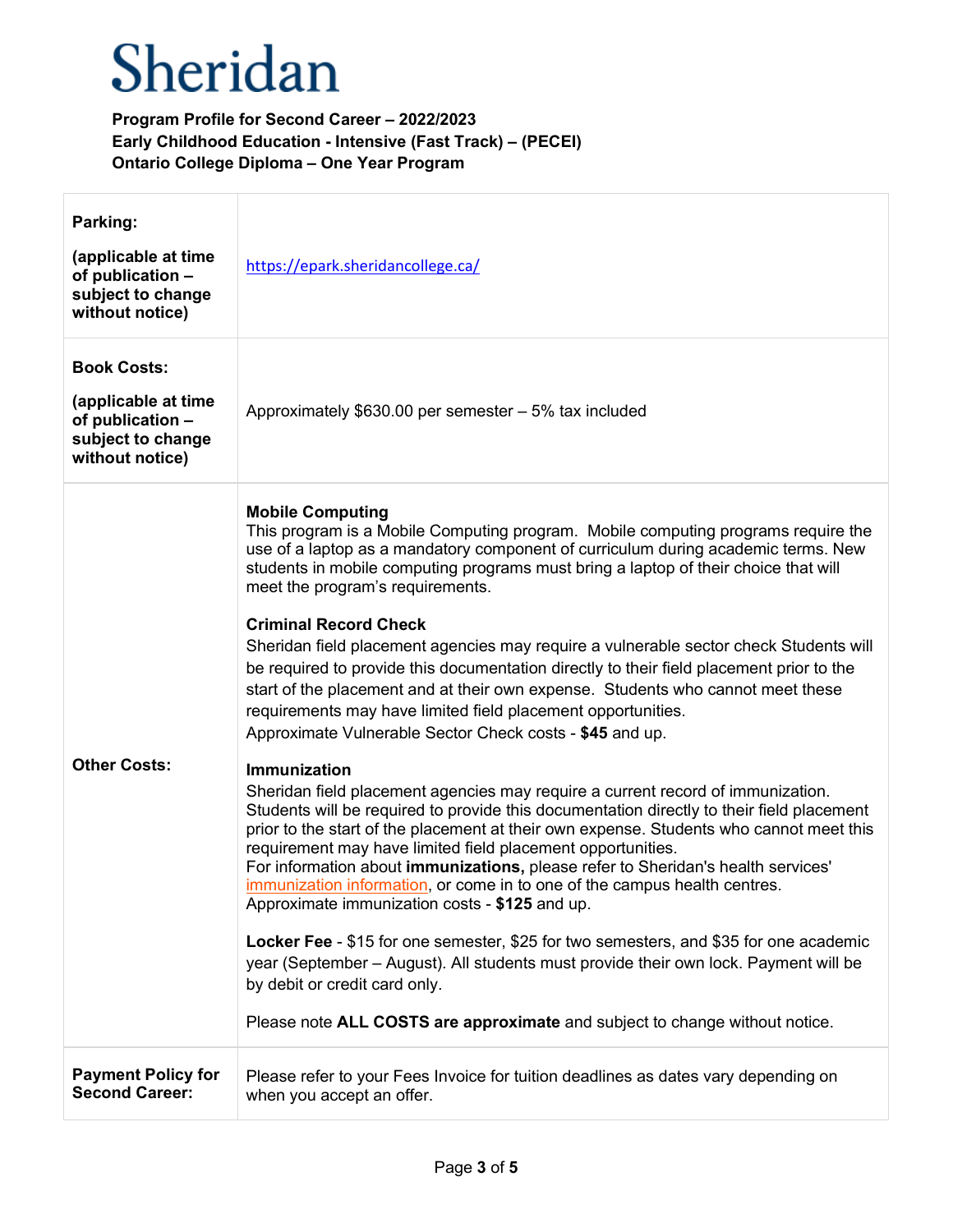# Sheridan

**Program Profile for Second Career – 2022/2023**
**Early Childhood Education - Intensive (Fast Track) – (PECEI)**
**Ontario College Diploma – One Year Program**

| | |
|---|---|
| **Parking:** (applicable at time of publication – subject to change without notice) | https://epark.sheridancollege.ca/ |
| **Book Costs:** (applicable at time of publication – subject to change without notice) | Approximately $630.00 per semester – 5% tax included |
| **Other Costs:** | **Mobile Computing**<br>This program is a Mobile Computing program. Mobile computing programs require the use of a laptop as a mandatory component of curriculum during academic terms. New students in mobile computing programs must bring a laptop of their choice that will meet the program's requirements.<br><br>**Criminal Record Check**<br>Sheridan field placement agencies may require a vulnerable sector check Students will be required to provide this documentation directly to their field placement prior to the start of the placement and at their own expense. Students who cannot meet these requirements may have limited field placement opportunities.<br>Approximate Vulnerable Sector Check costs - **$45** and up.<br><br>**Immunization**<br>Sheridan field placement agencies may require a current record of immunization. Students will be required to provide this documentation directly to their field placement prior to the start of the placement at their own expense. Students who cannot meet this requirement may have limited field placement opportunities.<br>For information about **immunizations,** please refer to Sheridan's health services' immunization information, or come in to one of the campus health centres.<br>Approximate immunization costs - **$125** and up.<br><br>**Locker Fee** - $15 for one semester, $25 for two semesters, and $35 for one academic year (September – August). All students must provide their own lock. Payment will be by debit or credit card only.<br><br>Please note **ALL COSTS are approximate** and subject to change without notice. |
| **Payment Policy for Second Career:** | Please refer to your Fees Invoice for tuition deadlines as dates vary depending on when you accept an offer. |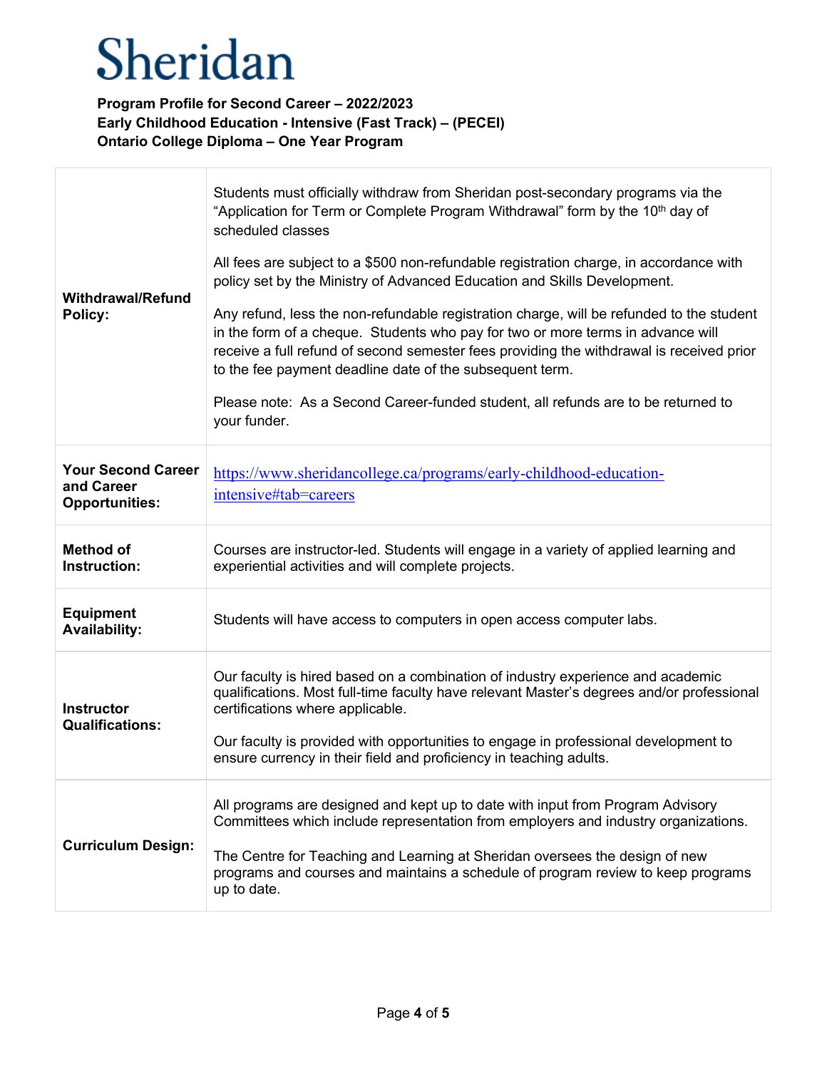# Sheridan

**Program Profile for Second Career – 2022/2023**
**Early Childhood Education - Intensive (Fast Track) – (PECEI)**
**Ontario College Diploma – One Year Program**

| | |
|---|---|
| **Withdrawal/Refund Policy:** | Students must officially withdraw from Sheridan post-secondary programs via the "Application for Term or Complete Program Withdrawal" form by the 10th day of scheduled classes<br><br>All fees are subject to a $500 non-refundable registration charge, in accordance with policy set by the Ministry of Advanced Education and Skills Development.<br><br>Any refund, less the non-refundable registration charge, will be refunded to the student in the form of a cheque. Students who pay for two or more terms in advance will receive a full refund of second semester fees providing the withdrawal is received prior to the fee payment deadline date of the subsequent term.<br><br>Please note: As a Second Career-funded student, all refunds are to be returned to your funder. |
| **Your Second Career and Career Opportunities:** | https://www.sheridancollege.ca/programs/early-childhood-education-intensive#tab=careers |
| **Method of Instruction:** | Courses are instructor-led. Students will engage in a variety of applied learning and experiential activities and will complete projects. |
| **Equipment Availability:** | Students will have access to computers in open access computer labs. |
| **Instructor Qualifications:** | Our faculty is hired based on a combination of industry experience and academic qualifications. Most full-time faculty have relevant Master's degrees and/or professional certifications where applicable.<br><br>Our faculty is provided with opportunities to engage in professional development to ensure currency in their field and proficiency in teaching adults. |
| **Curriculum Design:** | All programs are designed and kept up to date with input from Program Advisory Committees which include representation from employers and industry organizations.<br><br>The Centre for Teaching and Learning at Sheridan oversees the design of new programs and courses and maintains a schedule of program review to keep programs up to date. |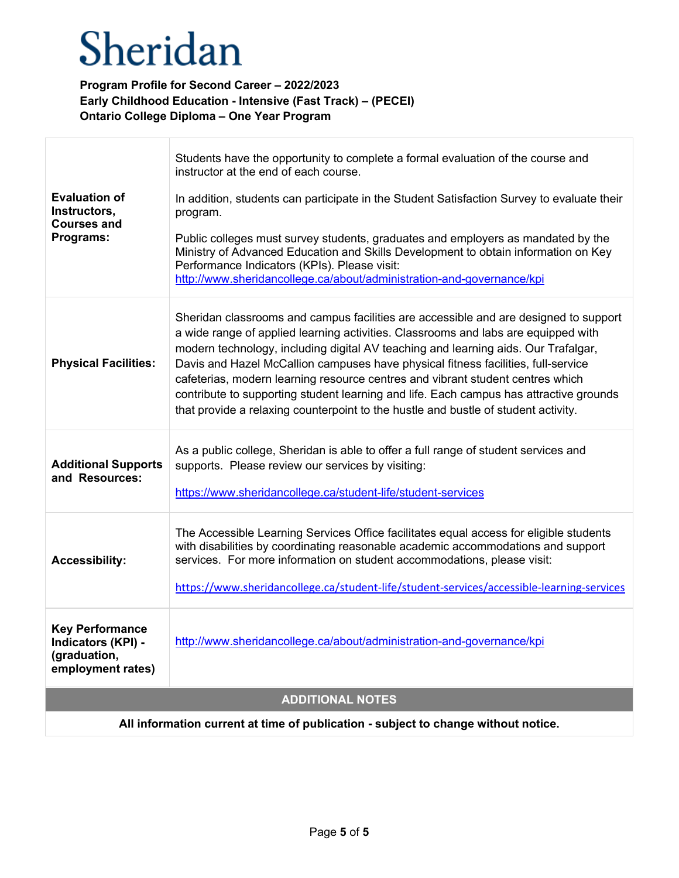**Program Profile for Second Career – 2022/2023**
**Early Childhood Education - Intensive (Fast Track) – (PECEI)**
**Ontario College Diploma – One Year Program**

| | |
|---|---|
| **Evaluation of Instructors, Courses and Programs:** | Students have the opportunity to complete a formal evaluation of the course and instructor at the end of each course.<br><br>In addition, students can participate in the Student Satisfaction Survey to evaluate their program.<br><br>Public colleges must survey students, graduates and employers as mandated by the Ministry of Advanced Education and Skills Development to obtain information on Key Performance Indicators (KPIs). Please visit: http://www.sheridancollege.ca/about/administration-and-governance/kpi |
| **Physical Facilities:** | Sheridan classrooms and campus facilities are accessible and are designed to support a wide range of applied learning activities. Classrooms and labs are equipped with modern technology, including digital AV teaching and learning aids. Our Trafalgar, Davis and Hazel McCallion campuses have physical fitness facilities, full-service cafeterias, modern learning resource centres and vibrant student centres which contribute to supporting student learning and life. Each campus has attractive grounds that provide a relaxing counterpoint to the hustle and bustle of student activity. |
| **Additional Supports and Resources:** | As a public college, Sheridan is able to offer a full range of student services and supports. Please review our services by visiting:<br><br>https://www.sheridancollege.ca/student-life/student-services |
| **Accessibility:** | The Accessible Learning Services Office facilitates equal access for eligible students with disabilities by coordinating reasonable academic accommodations and support services. For more information on student accommodations, please visit:<br><br>https://www.sheridancollege.ca/student-life/student-services/accessible-learning-services |
| **Key Performance Indicators (KPI) - (graduation, employment rates)** | http://www.sheridancollege.ca/about/administration-and-governance/kpi |

**ADDITIONAL NOTES**

**All information current at time of publication - subject to change without notice.**